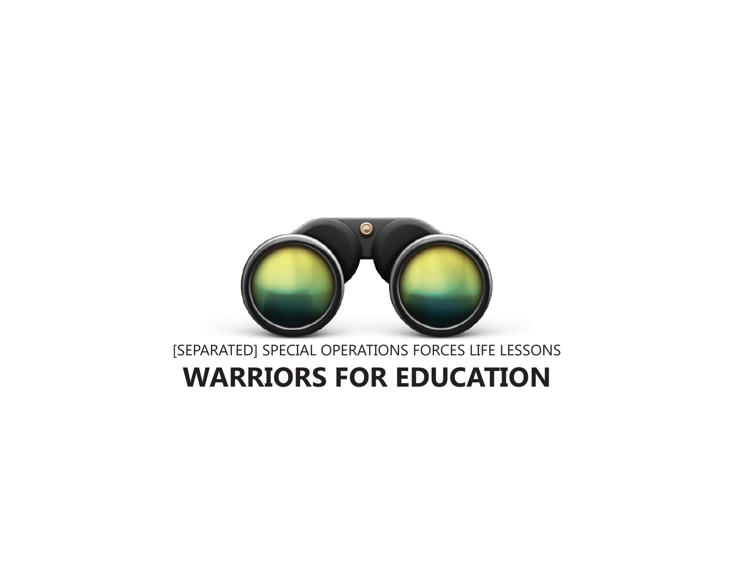[SEPARATED] SPECIAL OPERATIONS FORCES LIFE LESSONS

# WARRIORS FOR EDUCATION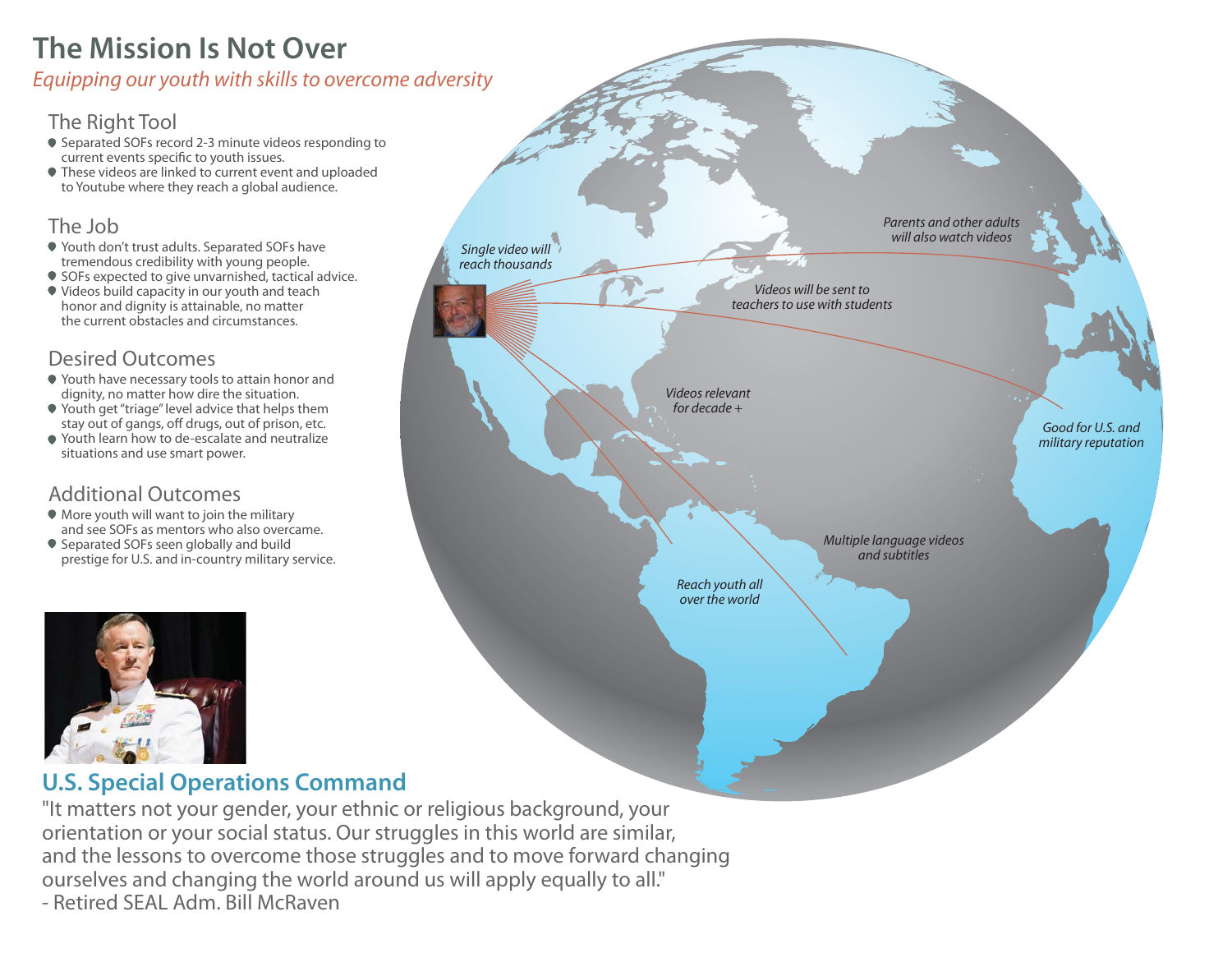# The Mission Is Not Over

*Equipping our youth with skills to overcome adversity*

## The Right Tool

- Separated SOFs record 2-3 minute videos responding to current events specific to youth issues.
- These videos are linked to current event and uploaded to Youtube where they reach a global audience.

## The Job

- Youth don't trust adults. Separated SOFs have tremendous credibility with young people.
- SOFs expected to give unvarnished, tactical advice.
- Videos build capacity in our youth and teach honor and dignity is attainable, no matter the current obstacles and circumstances.

## Desired Outcomes

- Youth have necessary tools to attain honor and dignity, no matter how dire the situation.
- Youth get "triage" level advice that helps them stay out of gangs, off drugs, out of prison, etc.
- Youth learn how to de-escalate and neutralize situations and use smart power.

## Additional Outcomes

- More youth will want to join the military and see SOFs as mentors who also overcame.
- Separated SOFs seen globally and build prestige for U.S. and in-country military service.

*Single video will reach thousands*

*Parents and other adults will also watch videos*

*Videos will be sent to teachers to use with students*

*Videos relevant for decade +*

*Good for U.S. and military reputation*

*Multiple language videos and subtitles*

*Reach youth all over the world*

## U.S. Special Operations Command

"It matters not your gender, your ethnic or religious background, your orientation or your social status. Our struggles in this world are similar, and the lessons to overcome those struggles and to move forward changing ourselves and changing the world around us will apply equally to all."
- Retired SEAL Adm. Bill McRaven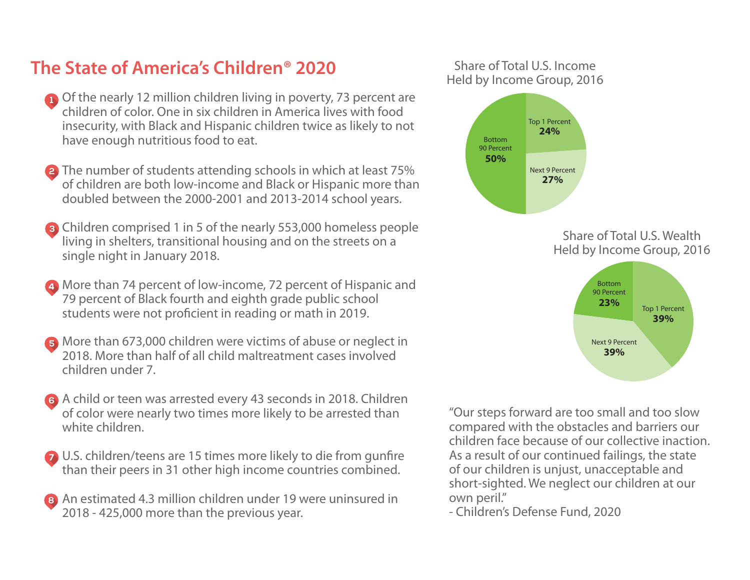# The State of America's Children® 2020

1. Of the nearly 12 million children living in poverty, 73 percent are children of color. One in six children in America lives with food insecurity, with Black and Hispanic children twice as likely to not have enough nutritious food to eat.

2. The number of students attending schools in which at least 75% of children are both low-income and Black or Hispanic more than doubled between the 2000-2001 and 2013-2014 school years.

3. Children comprised 1 in 5 of the nearly 553,000 homeless people living in shelters, transitional housing and on the streets on a single night in January 2018.

4. More than 74 percent of low-income, 72 percent of Hispanic and 79 percent of Black fourth and eighth grade public school students were not proficient in reading or math in 2019.

5. More than 673,000 children were victims of abuse or neglect in 2018. More than half of all child maltreatment cases involved children under 7.

6. A child or teen was arrested every 43 seconds in 2018. Children of color were nearly two times more likely to be arrested than white children.

7. U.S. children/teens are 15 times more likely to die from gunfire than their peers in 31 other high income countries combined.

8. An estimated 4.3 million children under 19 were uninsured in 2018 - 425,000 more than the previous year.

**Share of Total U.S. Income Held by Income Group, 2016**

| Income Group | Share |
|---|---|
| Top 1 Percent | 24% |
| Next 9 Percent | 27% |
| Bottom 90 Percent | 50% |

**Share of Total U.S. Wealth Held by Income Group, 2016**

| Income Group | Share |
|---|---|
| Top 1 Percent | 39% |
| Next 9 Percent | 39% |
| Bottom 90 Percent | 23% |

"Our steps forward are too small and too slow compared with the obstacles and barriers our children face because of our collective inaction. As a result of our continued failings, the state of our children is unjust, unacceptable and short-sighted. We neglect our children at our own peril."

\- Children's Defense Fund, 2020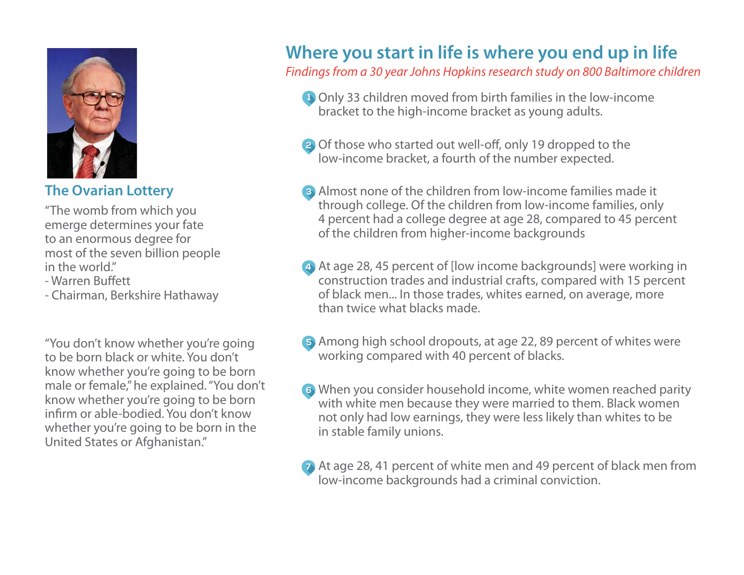## The Ovarian Lottery

"The womb from which you emerge determines your fate to an enormous degree for most of the seven billion people in the world."

- Warren Buffett
- Chairman, Berkshire Hathaway

"You don't know whether you're going to be born black or white. You don't know whether you're going to be born male or female," he explained. "You don't know whether you're going to be born infirm or able-bodied. You don't know whether you're going to be born in the United States or Afghanistan."

# Where you start in life is where you end up in life

*Findings from a 30 year Johns Hopkins research study on 800 Baltimore children*

1. Only 33 children moved from birth families in the low-income bracket to the high-income bracket as young adults.

2. Of those who started out well-off, only 19 dropped to the low-income bracket, a fourth of the number expected.

3. Almost none of the children from low-income families made it through college. Of the children from low-income families, only 4 percent had a college degree at age 28, compared to 45 percent of the children from higher-income backgrounds

4. At age 28, 45 percent of [low income backgrounds] were working in construction trades and industrial crafts, compared with 15 percent of black men... In those trades, whites earned, on average, more than twice what blacks made.

5. Among high school dropouts, at age 22, 89 percent of whites were working compared with 40 percent of blacks.

6. When you consider household income, white women reached parity with white men because they were married to them. Black women not only had low earnings, they were less likely than whites to be in stable family unions.

7. At age 28, 41 percent of white men and 49 percent of black men from low-income backgrounds had a criminal conviction.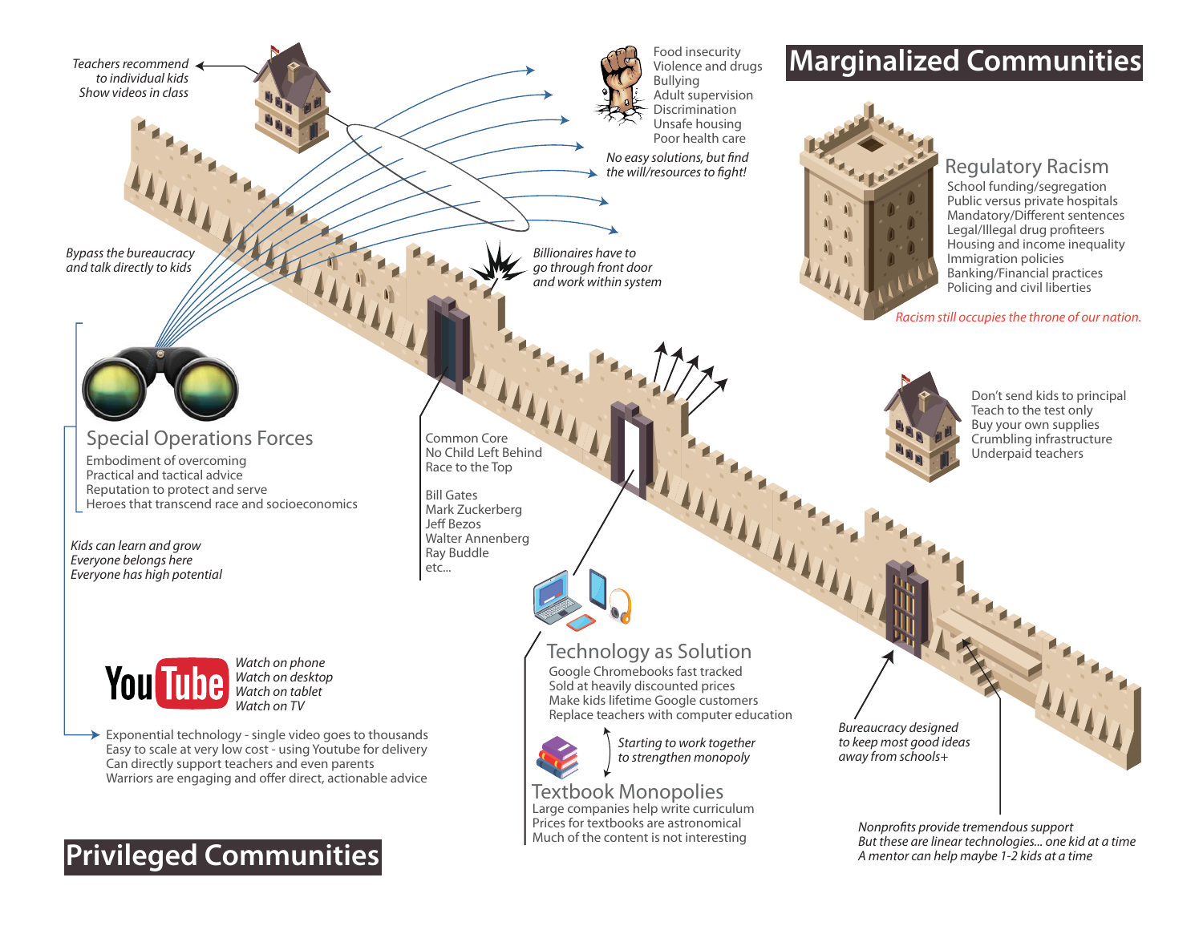## Marginalized Communities

*Teachers recommend to individual kids*
*Show videos in class*

Food insecurity
Violence and drugs
Bullying
Adult supervision
Discrimination
Unsafe housing
Poor health care

*No easy solutions, but find the will/resources to fight!*

### Regulatory Racism

School funding/segregation
Public versus private hospitals
Mandatory/Different sentences
Legal/Illegal drug profiteers
Housing and income inequality
Immigration policies
Banking/Financial practices
Policing and civil liberties

*Racism still occupies the throne of our nation.*

*Bypass the bureaucracy and talk directly to kids*

*Billionaires have to go through front door and work within system*

Don't send kids to principal
Teach to the test only
Buy your own supplies
Crumbling infrastructure
Underpaid teachers

### Special Operations Forces

Embodiment of overcoming
Practical and tactical advice
Reputation to protect and serve
Heroes that transcend race and socioeconomics

Common Core
No Child Left Behind
Race to the Top

Bill Gates
Mark Zuckerberg
Jeff Bezos
Walter Annenberg
Ray Buddle
etc...

*Kids can learn and grow*
*Everyone belongs here*
*Everyone has high potential*

### Technology as Solution

Google Chromebooks fast tracked
Sold at heavily discounted prices
Make kids lifetime Google customers
Replace teachers with computer education

*Starting to work together to strengthen monopoly*

### Textbook Monopolies

Large companies help write curriculum
Prices for textbooks are astronomical
Much of the content is not interesting

YouTube

*Watch on phone*
*Watch on desktop*
*Watch on tablet*
*Watch on TV*

Exponential technology - single video goes to thousands
Easy to scale at very low cost - using Youtube for delivery
Can directly support teachers and even parents
Warriors are engaging and offer direct, actionable advice

*Bureaucracy designed to keep most good ideas away from schools+*

*Nonprofits provide tremendous support*
*But these are linear technologies... one kid at a time*
*A mentor can help maybe 1-2 kids at a time*

## Privileged Communities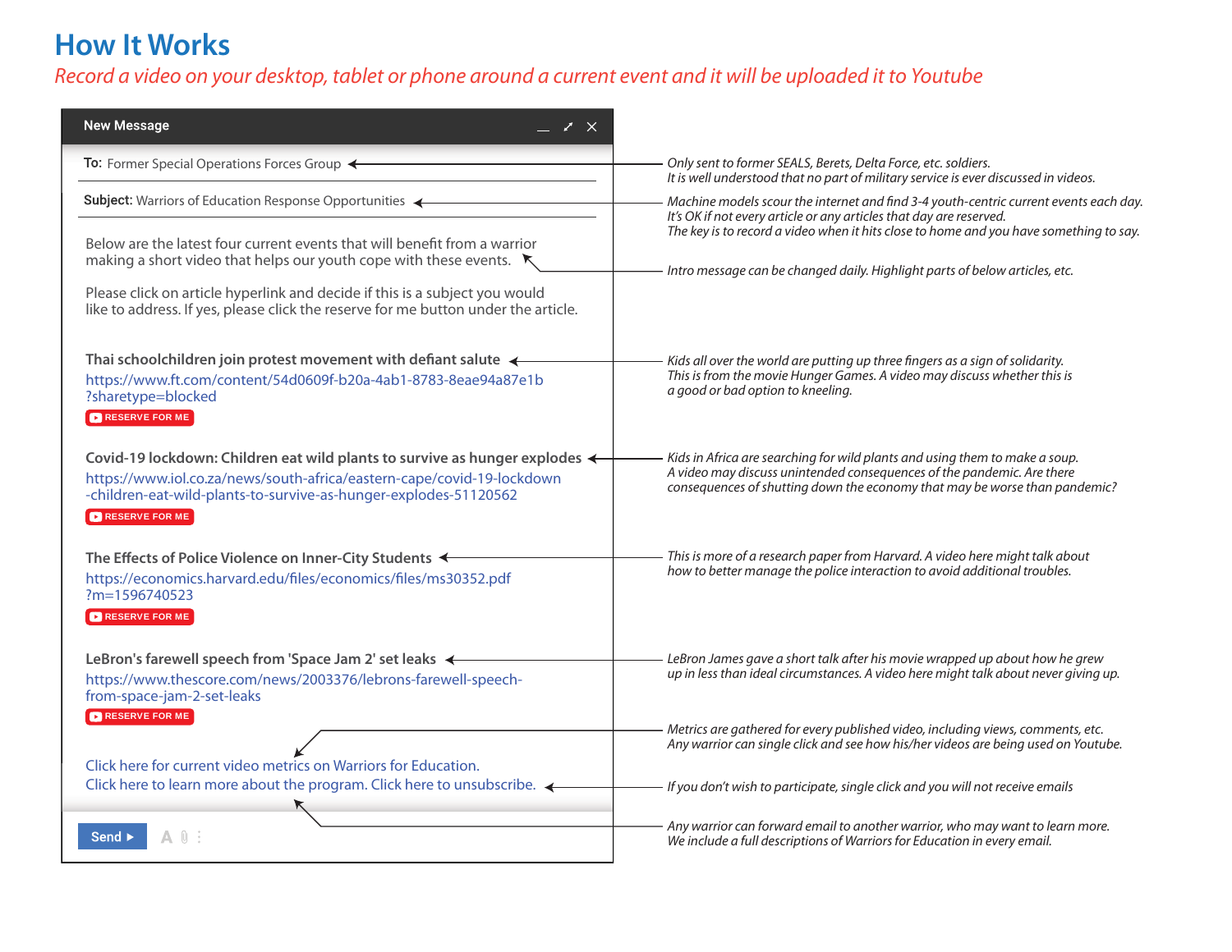# How It Works

*Record a video on your desktop, tablet or phone around a current event and it will be uploaded it to Youtube*

**New Message**

**To:** Former Special Operations Forces Group

*Only sent to former SEALS, Berets, Delta Force, etc. soldiers.*
*It is well understood that no part of military service is ever discussed in videos.*

**Subject:** Warriors of Education Response Opportunities

*Machine models scour the internet and find 3-4 youth-centric current events each day.*
*It's OK if not every article or any articles that day are reserved.*
*The key is to record a video when it hits close to home and you have something to say.*

Below are the latest four current events that will benefit from a warrior making a short video that helps our youth cope with these events.

*Intro message can be changed daily. Highlight parts of below articles, etc.*

Please click on article hyperlink and decide if this is a subject you would like to address. If yes, please click the reserve for me button under the article.

**Thai schoolchildren join protest movement with defiant salute**
https://www.ft.com/content/54d0609f-b20a-4ab1-8783-8eae94a87e1b?sharetype=blocked
RESERVE FOR ME

*Kids all over the world are putting up three fingers as a sign of solidarity. This is from the movie Hunger Games. A video may discuss whether this is a good or bad option to kneeling.*

**Covid-19 lockdown: Children eat wild plants to survive as hunger explodes**
https://www.iol.co.za/news/south-africa/eastern-cape/covid-19-lockdown-children-eat-wild-plants-to-survive-as-hunger-explodes-51120562
RESERVE FOR ME

*Kids in Africa are searching for wild plants and using them to make a soup. A video may discuss unintended consequences of the pandemic. Are there consequences of shutting down the economy that may be worse than pandemic?*

**The Effects of Police Violence on Inner-City Students**
https://economics.harvard.edu/files/economics/files/ms30352.pdf?m=1596740523
RESERVE FOR ME

*This is more of a research paper from Harvard. A video here might talk about how to better manage the police interaction to avoid additional troubles.*

**LeBron's farewell speech from 'Space Jam 2' set leaks**
https://www.thescore.com/news/2003376/lebrons-farewell-speech-from-space-jam-2-set-leaks
RESERVE FOR ME

*LeBron James gave a short talk after his movie wrapped up about how he grew up in less than ideal circumstances. A video here might talk about never giving up.*

Click here for current video metrics on Warriors for Education.

*Metrics are gathered for every published video, including views, comments, etc. Any warrior can single click and see how his/her videos are being used on Youtube.*

Click here to learn more about the program. Click here to unsubscribe.

*If you don't wish to participate, single click and you will not receive emails*

*Any warrior can forward email to another warrior, who may want to learn more. We include a full descriptions of Warriors for Education in every email.*

Send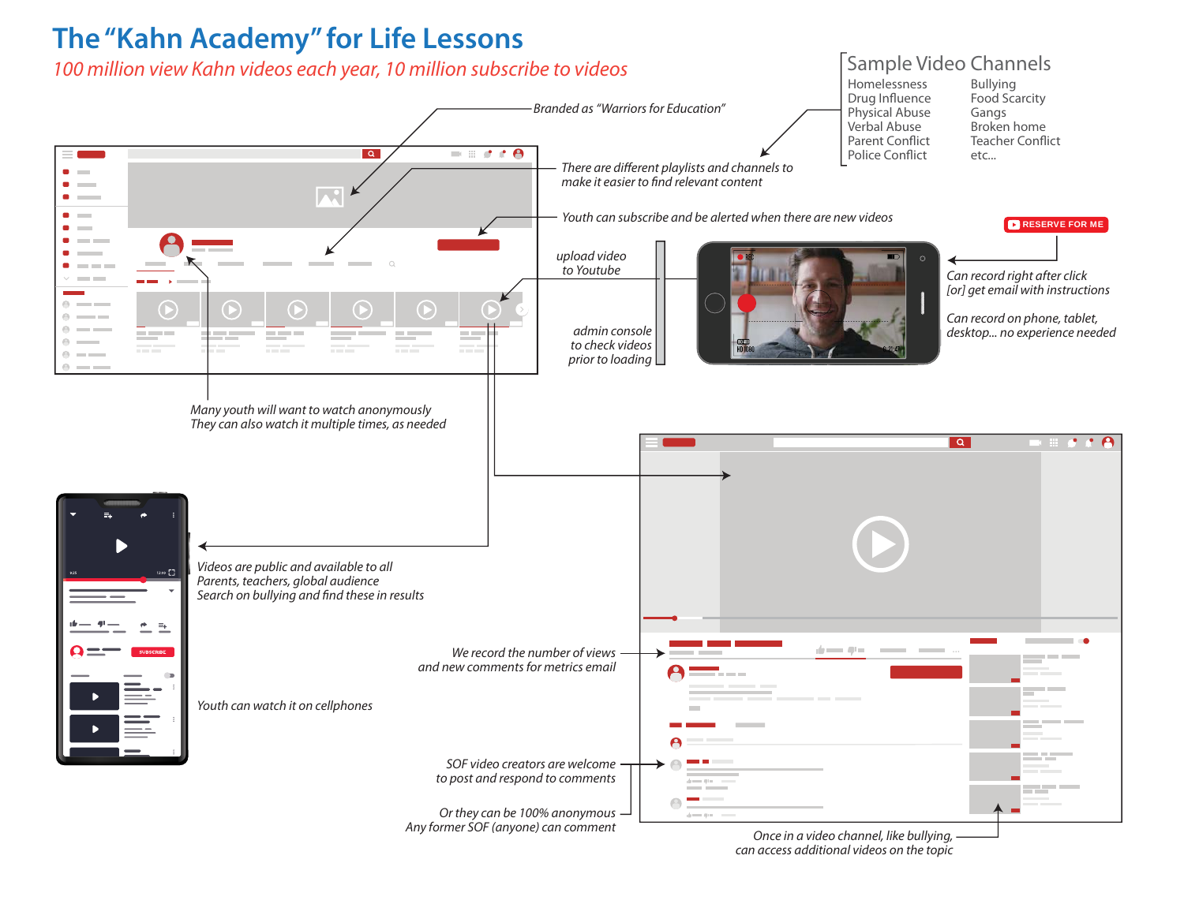# The "Kahn Academy" for Life Lessons

*100 million view Kahn videos each year, 10 million subscribe to videos*

## Sample Video Channels

- Homelessness
- Drug Influence
- Physical Abuse
- Verbal Abuse
- Parent Conflict
- Police Conflict
- Bullying
- Food Scarcity
- Gangs
- Broken home
- Teacher Conflict
- etc...

*Branded as "Warriors for Education"*

*There are different playlists and channels to make it easier to find relevant content*

*Youth can subscribe and be alerted when there are new videos*

RESERVE FOR ME

*upload video to Youtube*

*admin console to check videos prior to loading*

*Can record right after click [or] get email with instructions*

*Can record on phone, tablet, desktop... no experience needed*

*Many youth will want to watch anonymously*
*They can also watch it multiple times, as needed*

*Videos are public and available to all*
*Parents, teachers, global audience*
*Search on bullying and find these in results*

*Youth can watch it on cellphones*

*We record the number of views and new comments for metrics email*

*SOF video creators are welcome to post and respond to comments*

*Or they can be 100% anonymous*
*Any former SOF (anyone) can comment*

*Once in a video channel, like bullying, can access additional videos on the topic*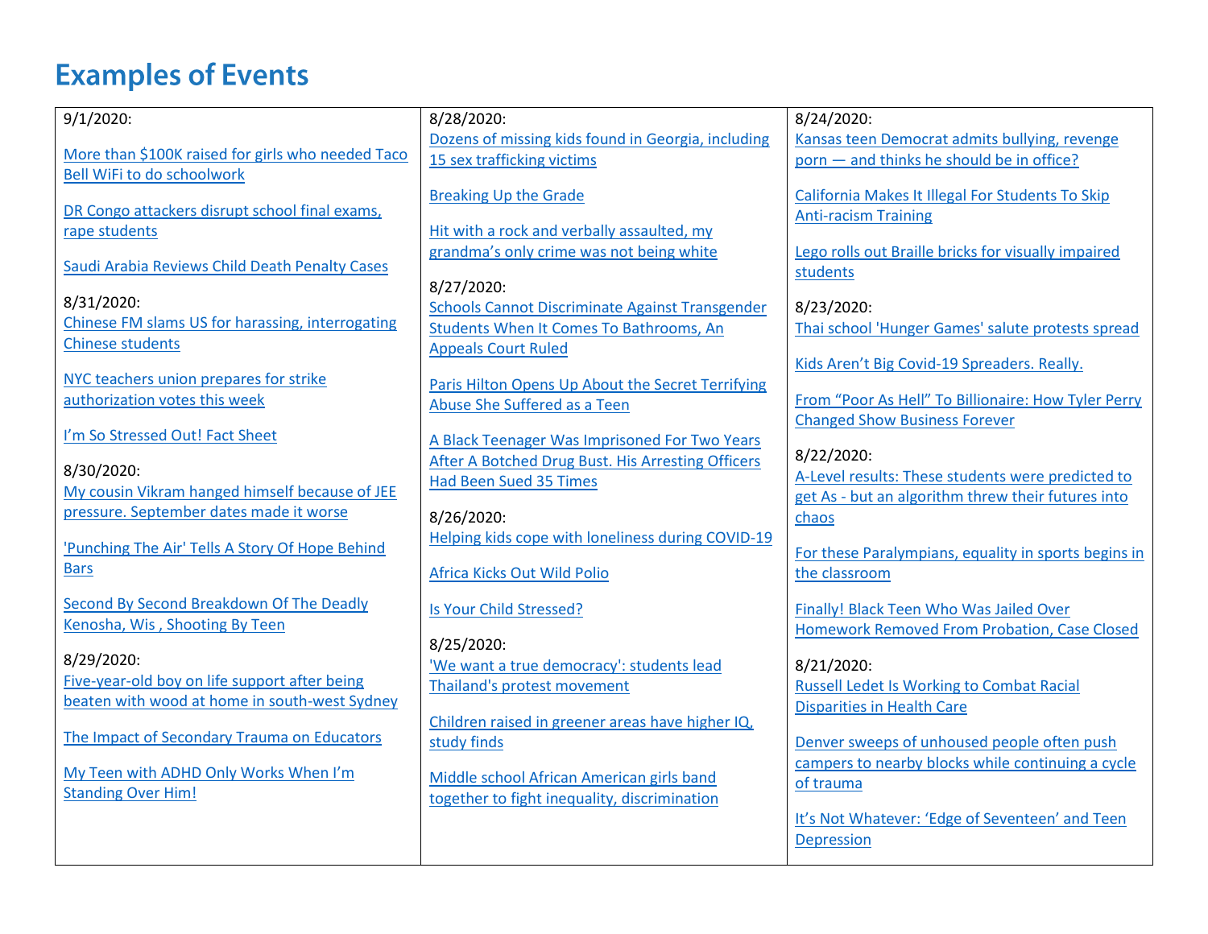# Examples of Events

9/1/2020:

More than $100K raised for girls who needed Taco Bell WiFi to do schoolwork

DR Congo attackers disrupt school final exams, rape students

Saudi Arabia Reviews Child Death Penalty Cases

8/31/2020:

Chinese FM slams US for harassing, interrogating Chinese students

NYC teachers union prepares for strike authorization votes this week

I'm So Stressed Out! Fact Sheet

8/30/2020:

My cousin Vikram hanged himself because of JEE pressure. September dates made it worse

'Punching The Air' Tells A Story Of Hope Behind Bars

Second By Second Breakdown Of The Deadly Kenosha, Wis , Shooting By Teen

8/29/2020:

Five-year-old boy on life support after being beaten with wood at home in south-west Sydney

The Impact of Secondary Trauma on Educators

My Teen with ADHD Only Works When I'm Standing Over Him!

8/28/2020:

Dozens of missing kids found in Georgia, including 15 sex trafficking victims

Breaking Up the Grade

Hit with a rock and verbally assaulted, my grandma's only crime was not being white

8/27/2020:

Schools Cannot Discriminate Against Transgender Students When It Comes To Bathrooms, An Appeals Court Ruled

Paris Hilton Opens Up About the Secret Terrifying Abuse She Suffered as a Teen

A Black Teenager Was Imprisoned For Two Years After A Botched Drug Bust. His Arresting Officers Had Been Sued 35 Times

8/26/2020:

Helping kids cope with loneliness during COVID-19

Africa Kicks Out Wild Polio

Is Your Child Stressed?

8/25/2020:

'We want a true democracy': students lead Thailand's protest movement

Children raised in greener areas have higher IQ, study finds

Middle school African American girls band together to fight inequality, discrimination

8/24/2020:

Kansas teen Democrat admits bullying, revenge porn — and thinks he should be in office?

California Makes It Illegal For Students To Skip Anti-racism Training

Lego rolls out Braille bricks for visually impaired students

8/23/2020:

Thai school 'Hunger Games' salute protests spread

Kids Aren't Big Covid-19 Spreaders. Really.

From "Poor As Hell" To Billionaire: How Tyler Perry Changed Show Business Forever

8/22/2020:

A-Level results: These students were predicted to get As - but an algorithm threw their futures into chaos

For these Paralympians, equality in sports begins in the classroom

Finally! Black Teen Who Was Jailed Over Homework Removed From Probation, Case Closed

8/21/2020:

Russell Ledet Is Working to Combat Racial Disparities in Health Care

Denver sweeps of unhoused people often push campers to nearby blocks while continuing a cycle of trauma

It's Not Whatever: 'Edge of Seventeen' and Teen Depression